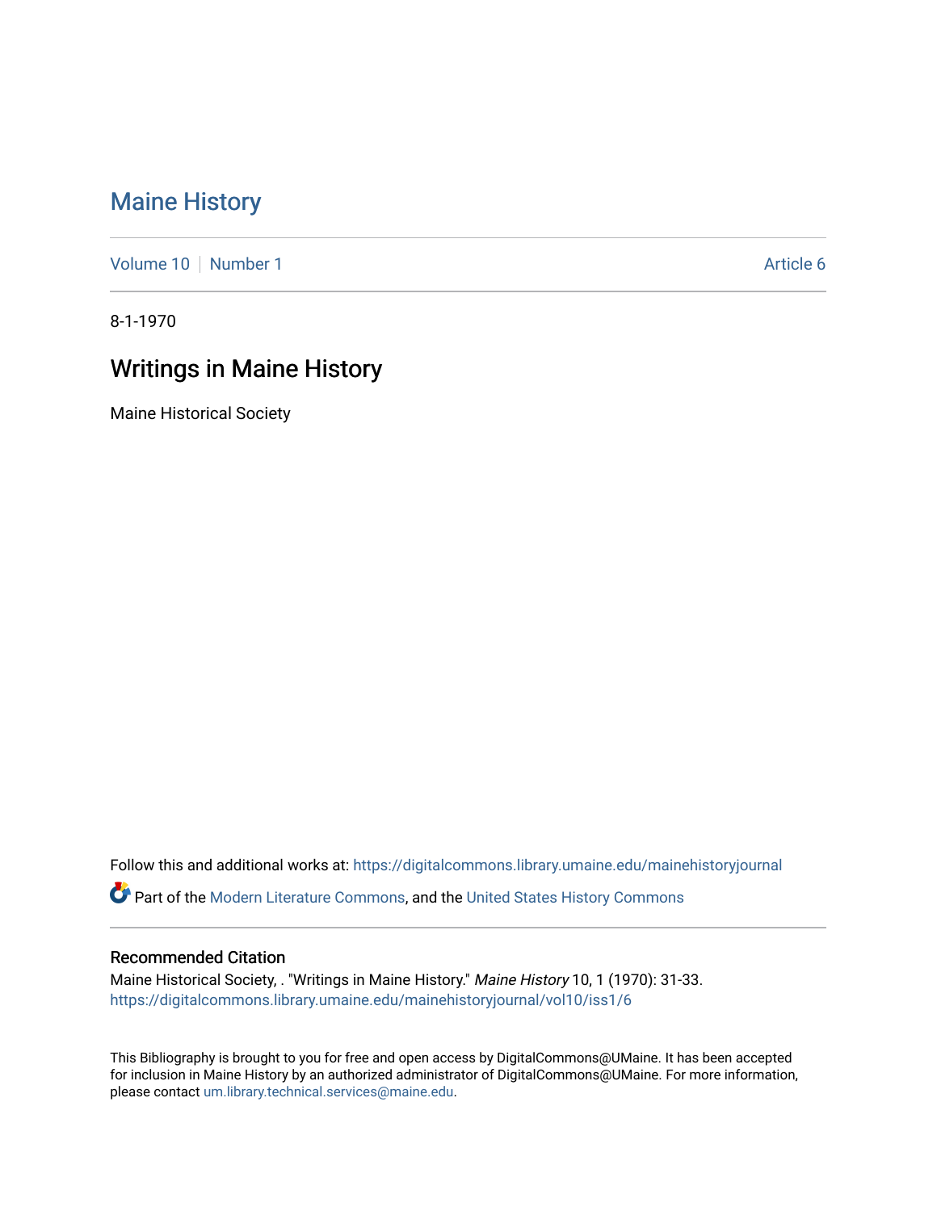# Maine History

Volume 10 | Number 1 | Article 6

8-1-1970

## Writings in Maine History

Maine Historical Society

Follow this and additional works at: https://digitalcommons.library.umaine.edu/mainehistoryjournal

Part of the Modern Literature Commons, and the United States History Commons

### Recommended Citation

Maine Historical Society, . "Writings in Maine History." *Maine History* 10, 1 (1970): 31-33. https://digitalcommons.library.umaine.edu/mainehistoryjournal/vol10/iss1/6

This Bibliography is brought to you for free and open access by DigitalCommons@UMaine. It has been accepted for inclusion in Maine History by an authorized administrator of DigitalCommons@UMaine. For more information, please contact um.library.technical.services@maine.edu.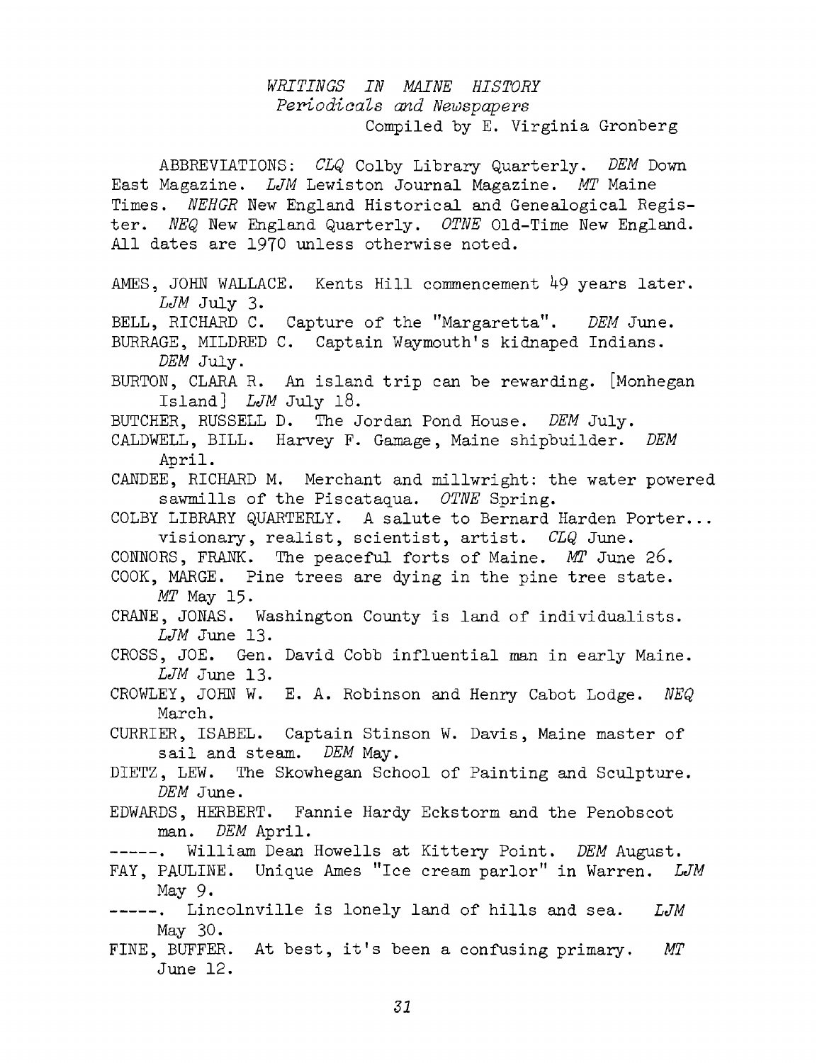# *WRITINGS IN MAINE HISTORY*
## *Periodicals and Newspapers*
Compiled by E. Virginia Gronberg

ABBREVIATIONS: *CLQ* Colby Library Quarterly. *DEM* Down East Magazine. *LJM* Lewiston Journal Magazine. *MT* Maine Times. *NEHGR* New England Historical and Genealogical Register. *NEQ* New England Quarterly. *OTNE* Old-Time New England. All dates are 1970 unless otherwise noted.

AMES, JOHN WALLACE. Kents Hill commencement 49 years later. *LJM* July 3.

BELL, RICHARD C. Capture of the "Margaretta". *DEM* June.

BURRAGE, MILDRED C. Captain Waymouth's kidnaped Indians. *DEM* July.

BURTON, CLARA R. An island trip can be rewarding. [Monhegan Island] *LJM* July 18.

BUTCHER, RUSSELL D. The Jordan Pond House. *DEM* July.

CALDWELL, BILL. Harvey F. Gamage, Maine shipbuilder. *DEM* April.

CANDEE, RICHARD M. Merchant and millwright: the water powered sawmills of the Piscataqua. *OTNE* Spring.

COLBY LIBRARY QUARTERLY. A salute to Bernard Harden Porter... visionary, realist, scientist, artist. *CLQ* June.

CONNORS, FRANK. The peaceful forts of Maine. *MT* June 26.

COOK, MARGE. Pine trees are dying in the pine tree state. *MT* May 15.

CRANE, JONAS. Washington County is land of individualists. *LJM* June 13.

CROSS, JOE. Gen. David Cobb influential man in early Maine. *LJM* June 13.

CROWLEY, JOHN W. E. A. Robinson and Henry Cabot Lodge. *NEQ* March.

CURRIER, ISABEL. Captain Stinson W. Davis, Maine master of sail and steam. *DEM* May.

DIETZ, LEW. The Skowhegan School of Painting and Sculpture. *DEM* June.

EDWARDS, HERBERT. Fannie Hardy Eckstorm and the Penobscot man. *DEM* April.

-----. William Dean Howells at Kittery Point. *DEM* August.

FAY, PAULINE. Unique Ames "Ice cream parlor" in Warren. *LJM* May 9.

-----. Lincolnville is lonely land of hills and sea. *LJM* May 30.

FINE, BUFFER. At best, it's been a confusing primary. *MT* June 12.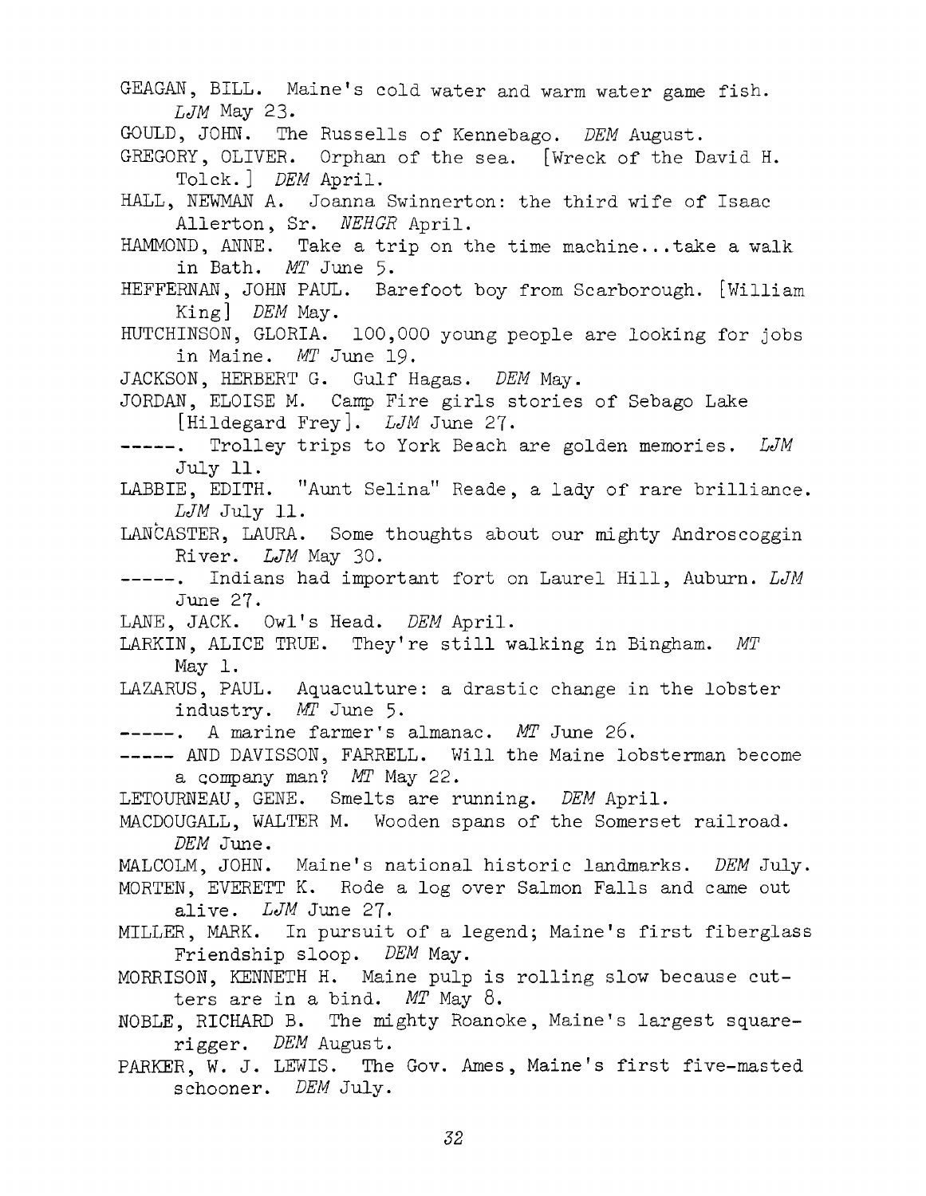GEAGAN, BILL. Maine's cold water and warm water game fish. *LJM* May 23.

GOULD, JOHN. The Russells of Kennebago. *DEM* August.

GREGORY, OLIVER. Orphan of the sea. [Wreck of the David H. Tolck.] *DEM* April.

HALL, NEWMAN A. Joanna Swinnerton: the third wife of Isaac Allerton, Sr. *NEHGR* April.

HAMMOND, ANNE. Take a trip on the time machine...take a walk in Bath. *MT* June 5.

HEFFERNAN, JOHN PAUL. Barefoot boy from Scarborough. [William King] *DEM* May.

HUTCHINSON, GLORIA. 100,000 young people are looking for jobs in Maine. *MT* June 19.

JACKSON, HERBERT G. Gulf Hagas. *DEM* May.

JORDAN, ELOISE M. Camp Fire girls stories of Sebago Lake [Hildegard Frey]. *LJM* June 27.

-----. Trolley trips to York Beach are golden memories. *LJM* July 11.

LABBIE, EDITH. "Aunt Selina" Reade, a lady of rare brilliance. *LJM* July 11.

LANCASTER, LAURA. Some thoughts about our mighty Androscoggin River. *LJM* May 30.

-----. Indians had important fort on Laurel Hill, Auburn. *LJM* June 27.

LANE, JACK. Owl's Head. *DEM* April.

LARKIN, ALICE TRUE. They're still walking in Bingham. *MT* May 1.

LAZARUS, PAUL. Aquaculture: a drastic change in the lobster industry. *MT* June 5.

-----. A marine farmer's almanac. *MT* June 26.

----- AND DAVISSON, FARRELL. Will the Maine lobsterman become a company man? *MT* May 22.

LETOURNEAU, GENE. Smelts are running. *DEM* April.

MACDOUGALL, WALTER M. Wooden spans of the Somerset railroad. *DEM* June.

MALCOLM, JOHN. Maine's national historic landmarks. *DEM* July.

MORTEN, EVERETT K. Rode a log over Salmon Falls and came out alive. *LJM* June 27.

MILLER, MARK. In pursuit of a legend; Maine's first fiberglass Friendship sloop. *DEM* May.

MORRISON, KENNETH H. Maine pulp is rolling slow because cutters are in a bind. *MT* May 8.

NOBLE, RICHARD B. The mighty Roanoke, Maine's largest square-rigger. *DEM* August.

PARKER, W. J. LEWIS. The Gov. Ames, Maine's first five-masted schooner. *DEM* July.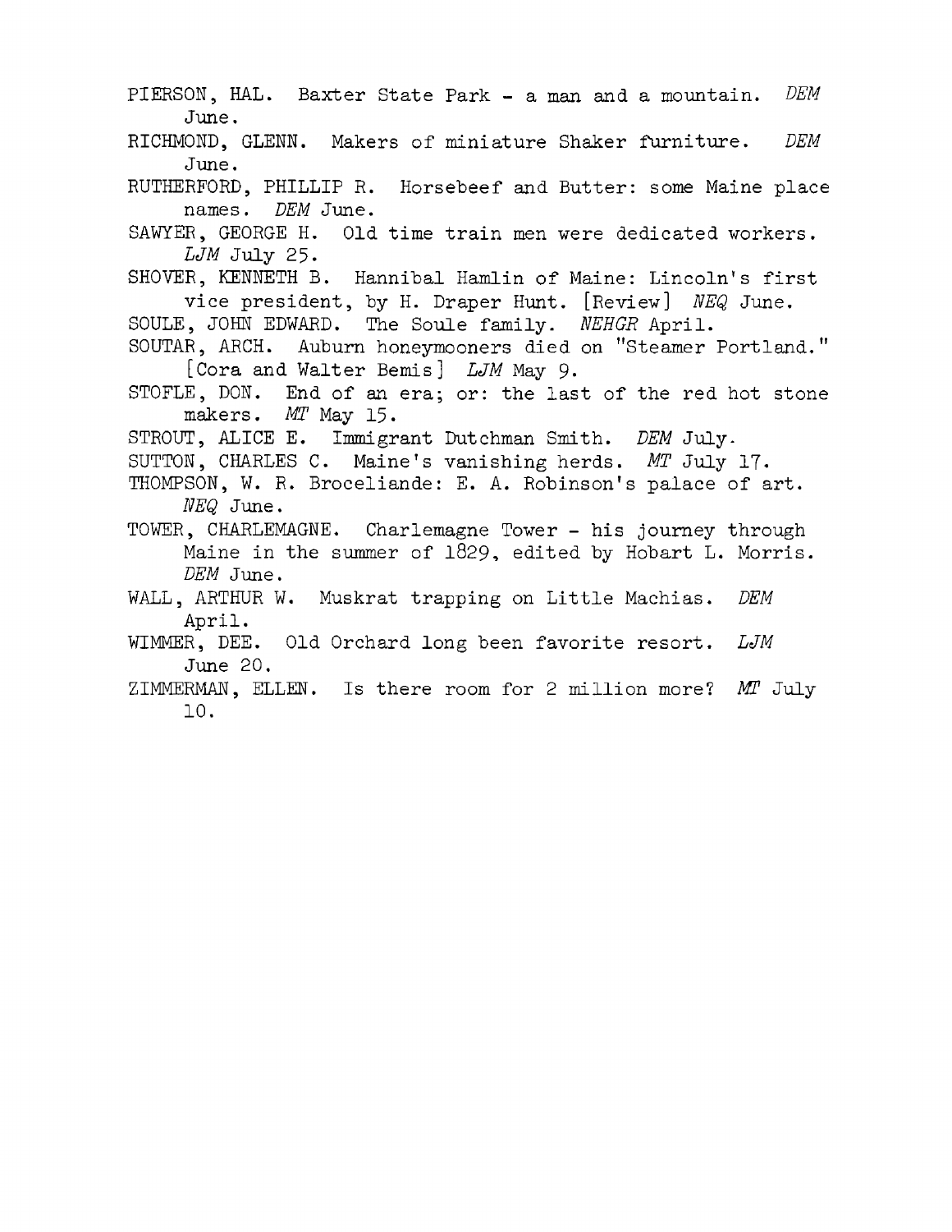PIERSON, HAL. Baxter State Park - a man and a mountain. *DEM* June.

RICHMOND, GLENN. Makers of miniature Shaker furniture. *DEM* June.

RUTHERFORD, PHILLIP R. Horsebeef and Butter: some Maine place names. *DEM* June.

SAWYER, GEORGE H. Old time train men were dedicated workers. *LJM* July 25.

SHOVER, KENNETH B. Hannibal Hamlin of Maine: Lincoln's first vice president, by H. Draper Hunt. [Review] *NEQ* June.

SOULE, JOHN EDWARD. The Soule family. *NEHGR* April.

SOUTAR, ARCH. Auburn honeymooners died on "Steamer Portland." [Cora and Walter Bemis] *LJM* May 9.

STOFLE, DON. End of an era; or: the last of the red hot stone makers. *MT* May 15.

STROUT, ALICE E. Immigrant Dutchman Smith. *DEM* July.

SUTTON, CHARLES C. Maine's vanishing herds. *MT* July 17.

THOMPSON, W. R. Broceliande: E. A. Robinson's palace of art. *NEQ* June.

TOWER, CHARLEMAGNE. Charlemagne Tower - his journey through Maine in the summer of 1829, edited by Hobart L. Morris. *DEM* June.

WALL, ARTHUR W. Muskrat trapping on Little Machias. *DEM* April.

WIMMER, DEE. Old Orchard long been favorite resort. *LJM* June 20.

ZIMMERMAN, ELLEN. Is there room for 2 million more? *MT* July 10.